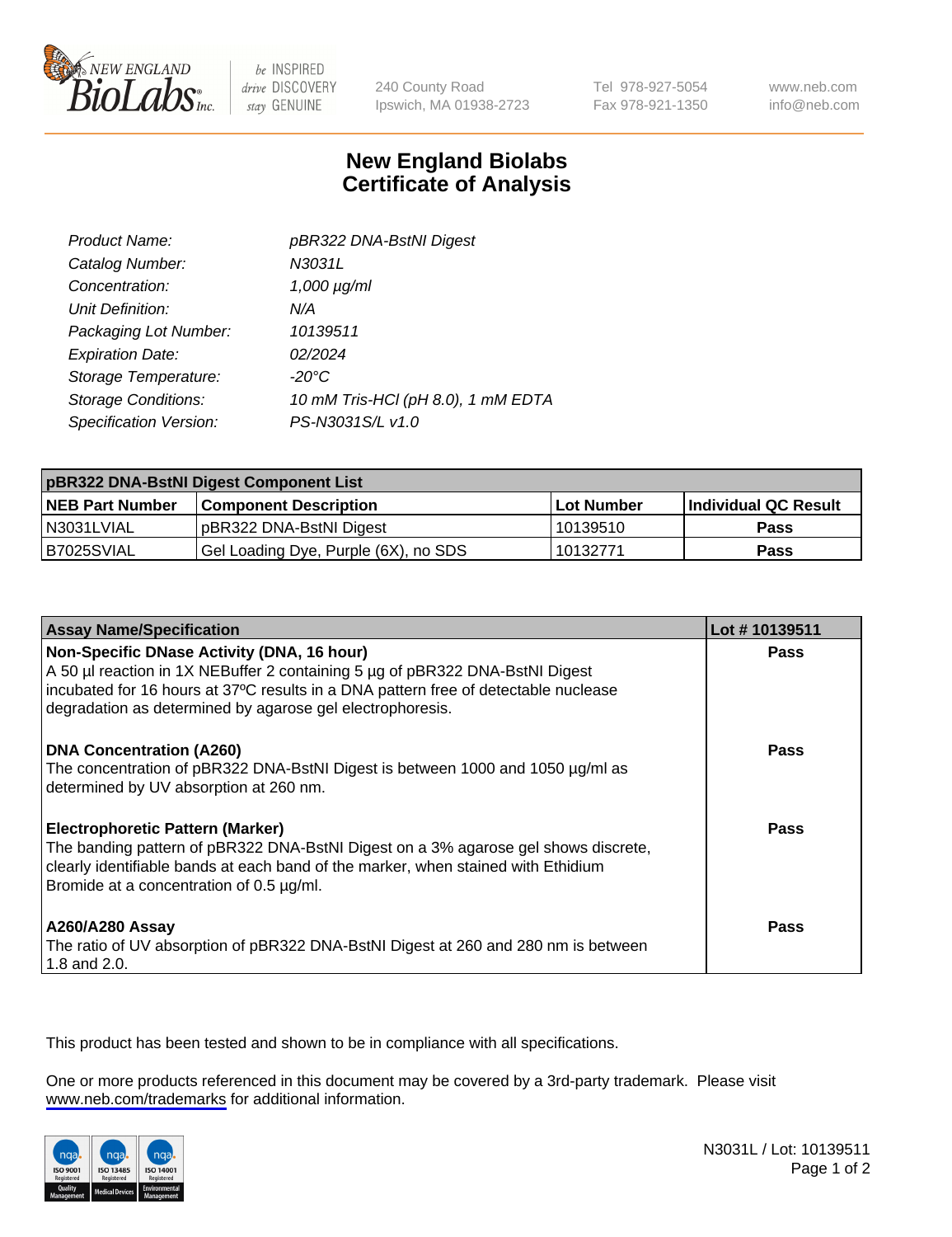NEW ENGLAND BioLabs Inc. — be INSPIRED drive DISCOVERY stay GENUINE

240 County Road
Ipswich, MA 01938-2723

Tel 978-927-5054
Fax 978-921-1350

www.neb.com
info@neb.com

# New England Biolabs
# Certificate of Analysis

| | |
|---|---|
| *Product Name:* | *pBR322 DNA-BstNI Digest* |
| *Catalog Number:* | *N3031L* |
| *Concentration:* | *1,000 µg/ml* |
| *Unit Definition:* | *N/A* |
| *Packaging Lot Number:* | *10139511* |
| *Expiration Date:* | *02/2024* |
| *Storage Temperature:* | *-20°C* |
| *Storage Conditions:* | *10 mM Tris-HCl (pH 8.0), 1 mM EDTA* |
| *Specification Version:* | *PS-N3031S/L v1.0* |

| pBR322 DNA-BstNI Digest Component List | | | |
|---|---|---|---|
| **NEB Part Number** | **Component Description** | **Lot Number** | **Individual QC Result** |
| N3031LVIAL | pBR322 DNA-BstNI Digest | 10139510 | **Pass** |
| B7025SVIAL | Gel Loading Dye, Purple (6X), no SDS | 10132771 | **Pass** |

| Assay Name/Specification | Lot # 10139511 |
|---|---|
| **Non-Specific DNase Activity (DNA, 16 hour)** A 50 µl reaction in 1X NEBuffer 2 containing 5 µg of pBR322 DNA-BstNI Digest incubated for 16 hours at 37ºC results in a DNA pattern free of detectable nuclease degradation as determined by agarose gel electrophoresis. | **Pass** |
| **DNA Concentration (A260)** The concentration of pBR322 DNA-BstNI Digest is between 1000 and 1050 µg/ml as determined by UV absorption at 260 nm. | **Pass** |
| **Electrophoretic Pattern (Marker)** The banding pattern of pBR322 DNA-BstNI Digest on a 3% agarose gel shows discrete, clearly identifiable bands at each band of the marker, when stained with Ethidium Bromide at a concentration of 0.5 µg/ml. | **Pass** |
| **A260/A280 Assay** The ratio of UV absorption of pBR322 DNA-BstNI Digest at 260 and 280 nm is between 1.8 and 2.0. | **Pass** |

This product has been tested and shown to be in compliance with all specifications.

One or more products referenced in this document may be covered by a 3rd-party trademark. Please visit www.neb.com/trademarks for additional information.

N3031L / Lot: 10139511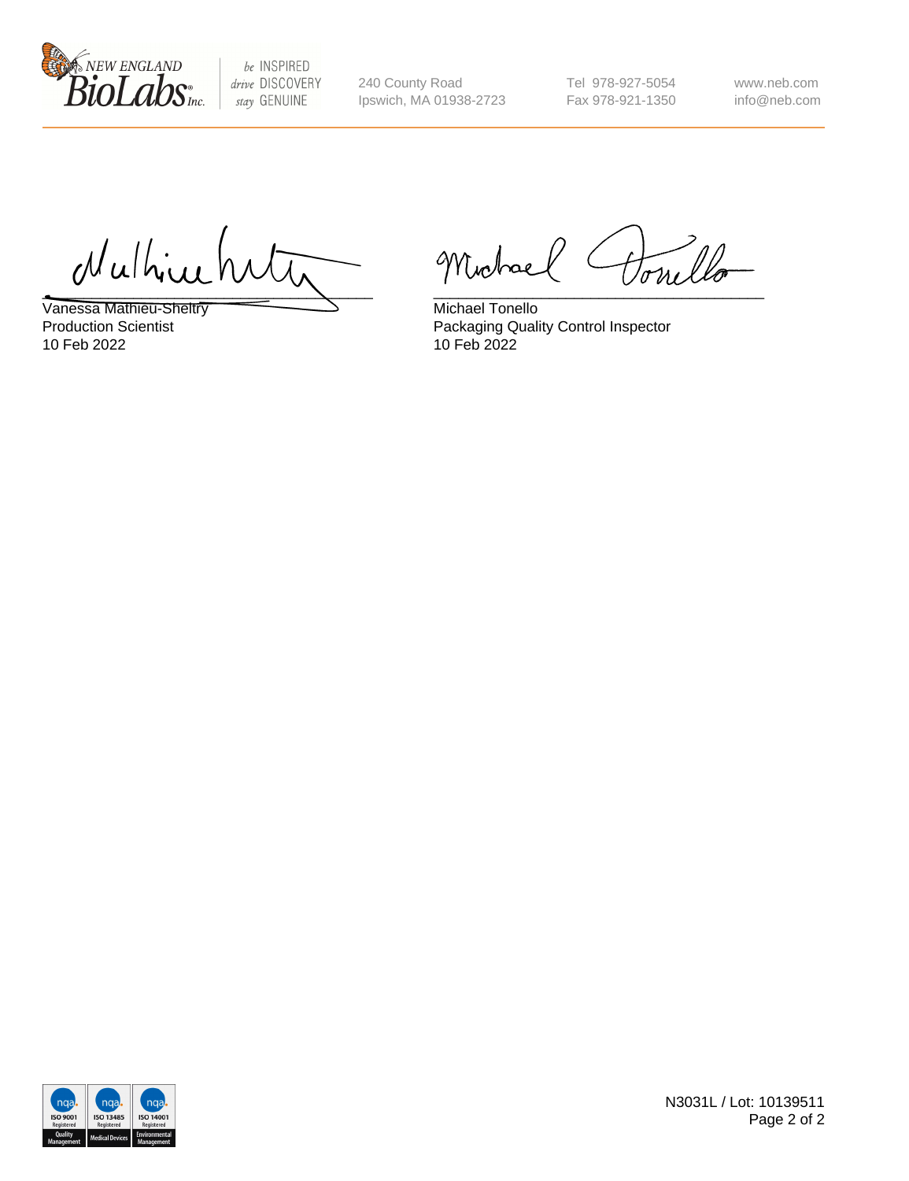Vanessa Mathieu-Sheltry
Production Scientist
10 Feb 2022

Michael Tonello
Packaging Quality Control Inspector
10 Feb 2022

N3031L / Lot: 10139511